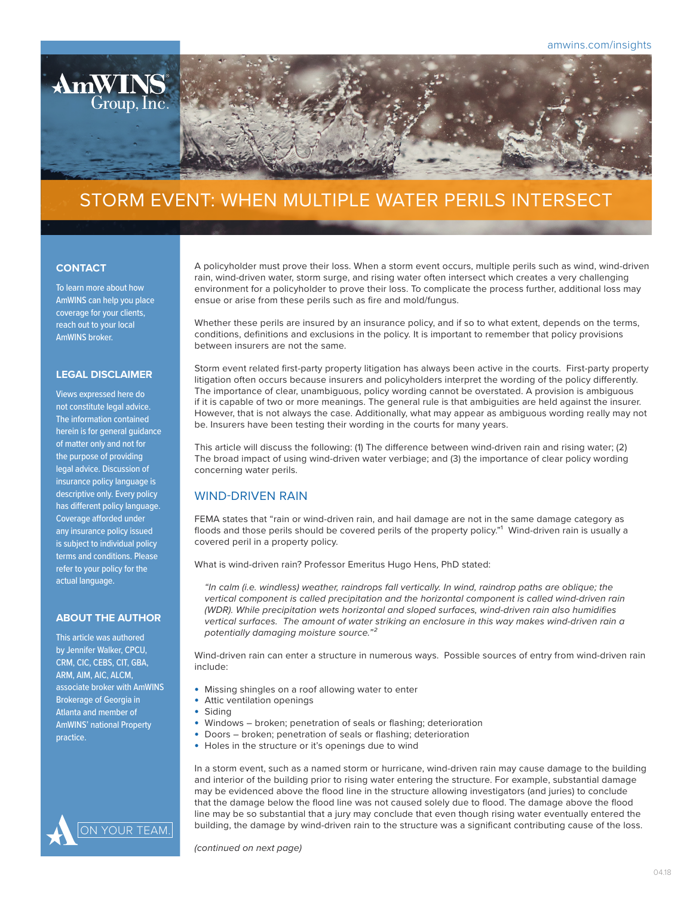# STORM EVENT: WHEN MULTIPLE WATER PERILS INTERSECT

## CONTACT

To learn more about how AmWINS can help you place coverage for your clients, reach out to your local AmWINS broker.

## LEGAL DISCLAIMER

Views expressed here do not constitute legal advice. The information contained herein is for general guidance of matter only and not for the purpose of providing legal advice. Discussion of insurance policy language is descriptive only. Every policy has different policy language. Coverage afforded under any insurance policy issued is subject to individual policy terms and conditions. Please refer to your policy for the actual language.

## ABOUT THE AUTHOR

This article was authored by Jennifer Walker, CPCU, CRM, CIC, CEBS, CIT, GBA, ARM, AIM, AIC, ALCM, associate broker with AmWINS Brokerage of Georgia in Atlanta and member of AmWINS' national Property practice.

A policyholder must prove their loss. When a storm event occurs, multiple perils such as wind, wind-driven rain, wind-driven water, storm surge, and rising water often intersect which creates a very challenging environment for a policyholder to prove their loss. To complicate the process further, additional loss may ensue or arise from these perils such as fire and mold/fungus.

Whether these perils are insured by an insurance policy, and if so to what extent, depends on the terms, conditions, definitions and exclusions in the policy. It is important to remember that policy provisions between insurers are not the same.

Storm event related first-party property litigation has always been active in the courts. First-party property litigation often occurs because insurers and policyholders interpret the wording of the policy differently. The importance of clear, unambiguous, policy wording cannot be overstated. A provision is ambiguous if it is capable of two or more meanings. The general rule is that ambiguities are held against the insurer. However, that is not always the case. Additionally, what may appear as ambiguous wording really may not be. Insurers have been testing their wording in the courts for many years.

This article will discuss the following: (1) The difference between wind-driven rain and rising water; (2) The broad impact of using wind-driven water verbiage; and (3) the importance of clear policy wording concerning water perils.

## WIND-DRIVEN RAIN

FEMA states that "rain or wind-driven rain, and hail damage are not in the same damage category as floods and those perils should be covered perils of the property policy."[1] Wind-driven rain is usually a covered peril in a property policy.

What is wind-driven rain? Professor Emeritus Hugo Hens, PhD stated:

> *"In calm (i.e. windless) weather, raindrops fall vertically. In wind, raindrop paths are oblique; the vertical component is called precipitation and the horizontal component is called wind-driven rain (WDR). While precipitation wets horizontal and sloped surfaces, wind-driven rain also humidifies vertical surfaces. The amount of water striking an enclosure in this way makes wind-driven rain a potentially damaging moisture source."*[2]

Wind-driven rain can enter a structure in numerous ways. Possible sources of entry from wind-driven rain include:

- Missing shingles on a roof allowing water to enter
- Attic ventilation openings
- Siding
- Windows – broken; penetration of seals or flashing; deterioration
- Doors – broken; penetration of seals or flashing; deterioration
- Holes in the structure or it's openings due to wind

In a storm event, such as a named storm or hurricane, wind-driven rain may cause damage to the building and interior of the building prior to rising water entering the structure. For example, substantial damage may be evidenced above the flood line in the structure allowing investigators (and juries) to conclude that the damage below the flood line was not caused solely due to flood. The damage above the flood line may be so substantial that a jury may conclude that even though rising water eventually entered the building, the damage by wind-driven rain to the structure was a significant contributing cause of the loss.

*(continued on next page)*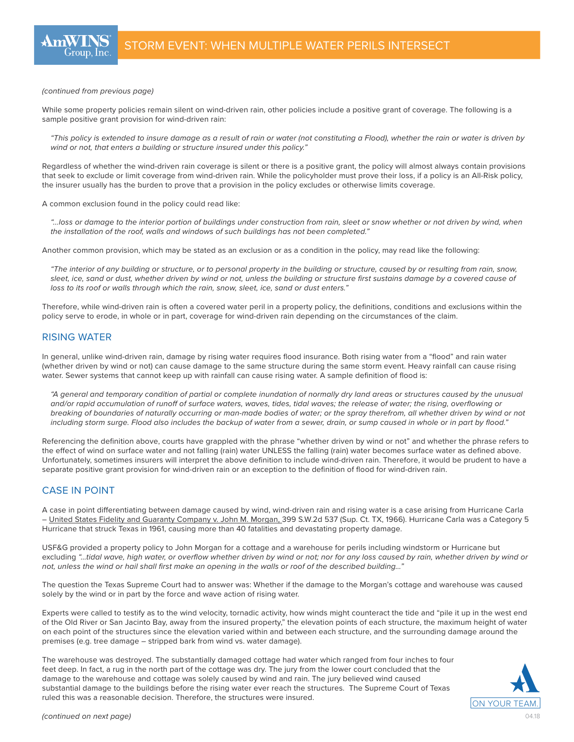*(continued from previous page)*

While some property policies remain silent on wind-driven rain, other policies include a positive grant of coverage. The following is a sample positive grant provision for wind-driven rain:

> *"This policy is extended to insure damage as a result of rain or water (not constituting a Flood), whether the rain or water is driven by wind or not, that enters a building or structure insured under this policy."*

Regardless of whether the wind-driven rain coverage is silent or there is a positive grant, the policy will almost always contain provisions that seek to exclude or limit coverage from wind-driven rain. While the policyholder must prove their loss, if a policy is an All-Risk policy, the insurer usually has the burden to prove that a provision in the policy excludes or otherwise limits coverage.

A common exclusion found in the policy could read like:

> *"…loss or damage to the interior portion of buildings under construction from rain, sleet or snow whether or not driven by wind, when the installation of the roof, walls and windows of such buildings has not been completed."*

Another common provision, which may be stated as an exclusion or as a condition in the policy, may read like the following:

> *"The interior of any building or structure, or to personal property in the building or structure, caused by or resulting from rain, snow, sleet, ice, sand or dust, whether driven by wind or not, unless the building or structure first sustains damage by a covered cause of loss to its roof or walls through which the rain, snow, sleet, ice, sand or dust enters."*

Therefore, while wind-driven rain is often a covered water peril in a property policy, the definitions, conditions and exclusions within the policy serve to erode, in whole or in part, coverage for wind-driven rain depending on the circumstances of the claim.

## RISING WATER

In general, unlike wind-driven rain, damage by rising water requires flood insurance. Both rising water from a "flood" and rain water (whether driven by wind or not) can cause damage to the same structure during the same storm event. Heavy rainfall can cause rising water. Sewer systems that cannot keep up with rainfall can cause rising water. A sample definition of flood is:

> *"A general and temporary condition of partial or complete inundation of normally dry land areas or structures caused by the unusual and/or rapid accumulation of runoff of surface waters, waves, tides, tidal waves; the release of water; the rising, overflowing or breaking of boundaries of naturally occurring or man-made bodies of water; or the spray therefrom, all whether driven by wind or not including storm surge. Flood also includes the backup of water from a sewer, drain, or sump caused in whole or in part by flood."*

Referencing the definition above, courts have grappled with the phrase "whether driven by wind or not" and whether the phrase refers to the effect of wind on surface water and not falling (rain) water UNLESS the falling (rain) water becomes surface water as defined above. Unfortunately, sometimes insurers will interpret the above definition to include wind-driven rain. Therefore, it would be prudent to have a separate positive grant provision for wind-driven rain or an exception to the definition of flood for wind-driven rain.

## CASE IN POINT

A case in point differentiating between damage caused by wind, wind-driven rain and rising water is a case arising from Hurricane Carla – United States Fidelity and Guaranty Company v. John M. Morgan, 399 S.W.2d 537 (Sup. Ct. TX, 1966). Hurricane Carla was a Category 5 Hurricane that struck Texas in 1961, causing more than 40 fatalities and devastating property damage.

USF&G provided a property policy to John Morgan for a cottage and a warehouse for perils including windstorm or Hurricane but excluding *"…tidal wave, high water, or overflow whether driven by wind or not; nor for any loss caused by rain, whether driven by wind or not, unless the wind or hail shall first make an opening in the walls or roof of the described building…"*

The question the Texas Supreme Court had to answer was: Whether if the damage to the Morgan's cottage and warehouse was caused solely by the wind or in part by the force and wave action of rising water.

Experts were called to testify as to the wind velocity, tornadic activity, how winds might counteract the tide and "pile it up in the west end of the Old River or San Jacinto Bay, away from the insured property," the elevation points of each structure, the maximum height of water on each point of the structures since the elevation varied within and between each structure, and the surrounding damage around the premises (e.g. tree damage – stripped bark from wind vs. water damage).

The warehouse was destroyed. The substantially damaged cottage had water which ranged from four inches to four feet deep. In fact, a rug in the north part of the cottage was dry. The jury from the lower court concluded that the damage to the warehouse and cottage was solely caused by wind and rain. The jury believed wind caused substantial damage to the buildings before the rising water ever reach the structures. The Supreme Court of Texas ruled this was a reasonable decision. Therefore, the structures were insured.

*(continued on next page)*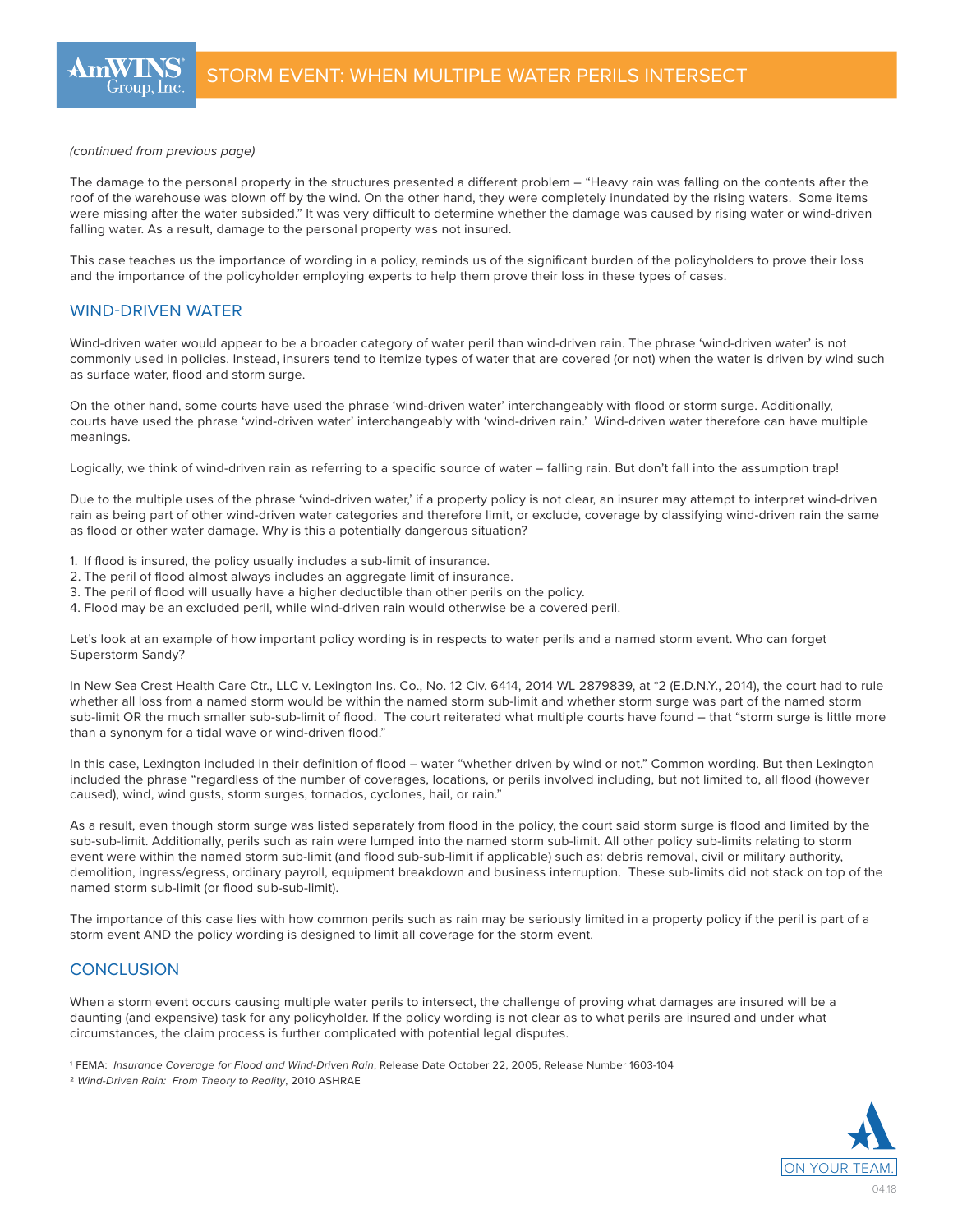*(continued from previous page)*

The damage to the personal property in the structures presented a different problem – "Heavy rain was falling on the contents after the roof of the warehouse was blown off by the wind. On the other hand, they were completely inundated by the rising waters. Some items were missing after the water subsided." It was very difficult to determine whether the damage was caused by rising water or wind-driven falling water. As a result, damage to the personal property was not insured.

This case teaches us the importance of wording in a policy, reminds us of the significant burden of the policyholders to prove their loss and the importance of the policyholder employing experts to help them prove their loss in these types of cases.

## WIND-DRIVEN WATER

Wind-driven water would appear to be a broader category of water peril than wind-driven rain. The phrase 'wind-driven water' is not commonly used in policies. Instead, insurers tend to itemize types of water that are covered (or not) when the water is driven by wind such as surface water, flood and storm surge.

On the other hand, some courts have used the phrase 'wind-driven water' interchangeably with flood or storm surge. Additionally, courts have used the phrase 'wind-driven water' interchangeably with 'wind-driven rain.' Wind-driven water therefore can have multiple meanings.

Logically, we think of wind-driven rain as referring to a specific source of water – falling rain. But don't fall into the assumption trap!

Due to the multiple uses of the phrase 'wind-driven water,' if a property policy is not clear, an insurer may attempt to interpret wind-driven rain as being part of other wind-driven water categories and therefore limit, or exclude, coverage by classifying wind-driven rain the same as flood or other water damage. Why is this a potentially dangerous situation?

1. If flood is insured, the policy usually includes a sub-limit of insurance.
2. The peril of flood almost always includes an aggregate limit of insurance.
3. The peril of flood will usually have a higher deductible than other perils on the policy.
4. Flood may be an excluded peril, while wind-driven rain would otherwise be a covered peril.

Let's look at an example of how important policy wording is in respects to water perils and a named storm event. Who can forget Superstorm Sandy?

In New Sea Crest Health Care Ctr., LLC v. Lexington Ins. Co., No. 12 Civ. 6414, 2014 WL 2879839, at *2 (E.D.N.Y., 2014), the court had to rule whether all loss from a named storm would be within the named storm sub-limit and whether storm surge was part of the named storm sub-limit OR the much smaller sub-sub-limit of flood. The court reiterated what multiple courts have found – that "storm surge is little more than a synonym for a tidal wave or wind-driven flood."

In this case, Lexington included in their definition of flood – water "whether driven by wind or not." Common wording. But then Lexington included the phrase "regardless of the number of coverages, locations, or perils involved including, but not limited to, all flood (however caused), wind, wind gusts, storm surges, tornados, cyclones, hail, or rain."

As a result, even though storm surge was listed separately from flood in the policy, the court said storm surge is flood and limited by the sub-sub-limit. Additionally, perils such as rain were lumped into the named storm sub-limit. All other policy sub-limits relating to storm event were within the named storm sub-limit (and flood sub-sub-limit if applicable) such as: debris removal, civil or military authority, demolition, ingress/egress, ordinary payroll, equipment breakdown and business interruption. These sub-limits did not stack on top of the named storm sub-limit (or flood sub-sub-limit).

The importance of this case lies with how common perils such as rain may be seriously limited in a property policy if the peril is part of a storm event AND the policy wording is designed to limit all coverage for the storm event.

## CONCLUSION

When a storm event occurs causing multiple water perils to intersect, the challenge of proving what damages are insured will be a daunting (and expensive) task for any policyholder. If the policy wording is not clear as to what perils are insured and under what circumstances, the claim process is further complicated with potential legal disputes.

[1] FEMA: *Insurance Coverage for Flood and Wind-Driven Rain*, Release Date October 22, 2005, Release Number 1603-104

[2] *Wind-Driven Rain: From Theory to Reality*, 2010 ASHRAE

ON YOUR TEAM.

04.18